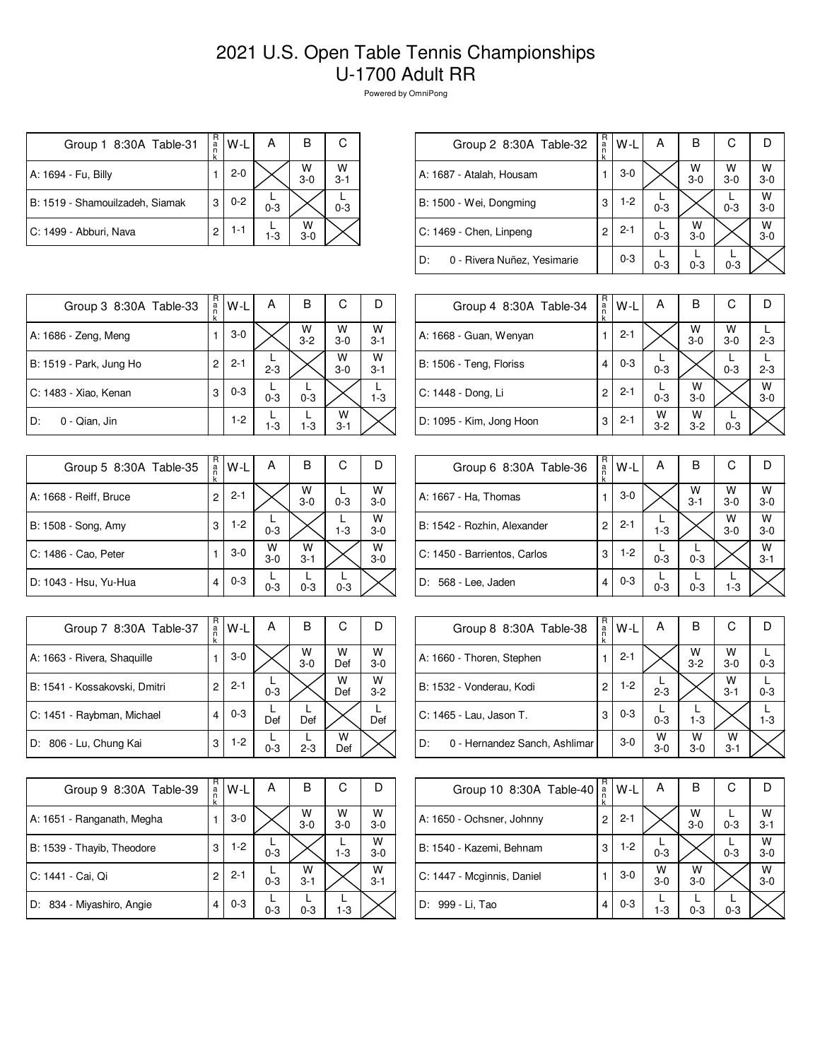# 2021 U.S. Open Table Tennis Championships
# U-1700 Adult RR

Powered by OmniPong

| Group 1 8:30A Table-31 | Rank | W-L | A | B | C |
|---|---|---|---|---|---|
| A: 1694 - Fu, Billy | 1 | 2-0 | | W 3-0 | W 3-1 |
| B: 1519 - Shamouilzadeh, Siamak | 3 | 0-2 | L 0-3 | | L 0-3 |
| C: 1499 - Abburi, Nava | 2 | 1-1 | L 1-3 | W 3-0 | |

| Group 2 8:30A Table-32 | Rank | W-L | A | B | C | D |
|---|---|---|---|---|---|---|
| A: 1687 - Atalah, Housam | 1 | 3-0 | | W 3-0 | W 3-0 | W 3-0 |
| B: 1500 - Wei, Dongming | 3 | 1-2 | L 0-3 | | L 0-3 | W 3-0 |
| C: 1469 - Chen, Linpeng | 2 | 2-1 | L 0-3 | W 3-0 | | W 3-0 |
| D: 0 - Rivera Nuñez, Yesimarie | | 0-3 | L 0-3 | L 0-3 | L 0-3 | |

| Group 3 8:30A Table-33 | Rank | W-L | A | B | C | D |
|---|---|---|---|---|---|---|
| A: 1686 - Zeng, Meng | 1 | 3-0 | | W 3-2 | W 3-0 | W 3-1 |
| B: 1519 - Park, Jung Ho | 2 | 2-1 | L 2-3 | | W 3-0 | W 3-1 |
| C: 1483 - Xiao, Kenan | 3 | 0-3 | L 0-3 | L 0-3 | | L 1-3 |
| D: 0 - Qian, Jin | | 1-2 | L 1-3 | L 1-3 | W 3-1 | |

| Group 4 8:30A Table-34 | Rank | W-L | A | B | C | D |
|---|---|---|---|---|---|---|
| A: 1668 - Guan, Wenyan | 1 | 2-1 | | W 3-0 | W 3-0 | L 2-3 |
| B: 1506 - Teng, Floriss | 4 | 0-3 | L 0-3 | | L 0-3 | L 2-3 |
| C: 1448 - Dong, Li | 2 | 2-1 | L 0-3 | W 3-0 | | W 3-0 |
| D: 1095 - Kim, Jong Hoon | 3 | 2-1 | W 3-2 | W 3-2 | L 0-3 | |

| Group 5 8:30A Table-35 | Rank | W-L | A | B | C | D |
|---|---|---|---|---|---|---|
| A: 1668 - Reiff, Bruce | 2 | 2-1 | | W 3-0 | L 0-3 | W 3-0 |
| B: 1508 - Song, Amy | 3 | 1-2 | L 0-3 | | L 1-3 | W 3-0 |
| C: 1486 - Cao, Peter | 1 | 3-0 | W 3-0 | W 3-1 | | W 3-0 |
| D: 1043 - Hsu, Yu-Hua | 4 | 0-3 | L 0-3 | L 0-3 | L 0-3 | |

| Group 6 8:30A Table-36 | Rank | W-L | A | B | C | D |
|---|---|---|---|---|---|---|
| A: 1667 - Ha, Thomas | 1 | 3-0 | | W 3-1 | W 3-0 | W 3-0 |
| B: 1542 - Rozhin, Alexander | 2 | 2-1 | L 1-3 | | W 3-0 | W 3-0 |
| C: 1450 - Barrientos, Carlos | 3 | 1-2 | L 0-3 | L 0-3 | | W 3-1 |
| D: 568 - Lee, Jaden | 4 | 0-3 | L 0-3 | L 0-3 | L 1-3 | |

| Group 7 8:30A Table-37 | Rank | W-L | A | B | C | D |
|---|---|---|---|---|---|---|
| A: 1663 - Rivera, Shaquille | 1 | 3-0 | | W 3-0 | W Def | W 3-0 |
| B: 1541 - Kossakovski, Dmitri | 2 | 2-1 | L 0-3 | | W Def | W 3-2 |
| C: 1451 - Raybman, Michael | 4 | 0-3 | L Def | L Def | | L Def |
| D: 806 - Lu, Chung Kai | 3 | 1-2 | L 0-3 | L 2-3 | W Def | |

| Group 8 8:30A Table-38 | Rank | W-L | A | B | C | D |
|---|---|---|---|---|---|---|
| A: 1660 - Thoren, Stephen | 1 | 2-1 | | W 3-2 | W 3-0 | L 0-3 |
| B: 1532 - Vonderau, Kodi | 2 | 1-2 | L 2-3 | | W 3-1 | L 0-3 |
| C: 1465 - Lau, Jason T. | 3 | 0-3 | L 0-3 | L 1-3 | | L 1-3 |
| D: 0 - Hernandez Sanch, Ashlimar | | 3-0 | W 3-0 | W 3-0 | W 3-1 | |

| Group 9 8:30A Table-39 | Rank | W-L | A | B | C | D |
|---|---|---|---|---|---|---|
| A: 1651 - Ranganath, Megha | 1 | 3-0 | | W 3-0 | W 3-0 | W 3-0 |
| B: 1539 - Thayib, Theodore | 3 | 1-2 | L 0-3 | | L 1-3 | W 3-0 |
| C: 1441 - Cai, Qi | 2 | 2-1 | L 0-3 | W 3-1 | | W 3-1 |
| D: 834 - Miyashiro, Angie | 4 | 0-3 | L 0-3 | L 0-3 | L 1-3 | |

| Group 10 8:30A Table-40 | Rank | W-L | A | B | C | D |
|---|---|---|---|---|---|---|
| A: 1650 - Ochsner, Johnny | 2 | 2-1 | | W 3-0 | L 0-3 | W 3-1 |
| B: 1540 - Kazemi, Behnam | 3 | 1-2 | L 0-3 | | L 0-3 | W 3-0 |
| C: 1447 - Mcginnis, Daniel | 1 | 3-0 | W 3-0 | W 3-0 | | W 3-0 |
| D: 999 - Li, Tao | 4 | 0-3 | L 1-3 | L 0-3 | L 0-3 | |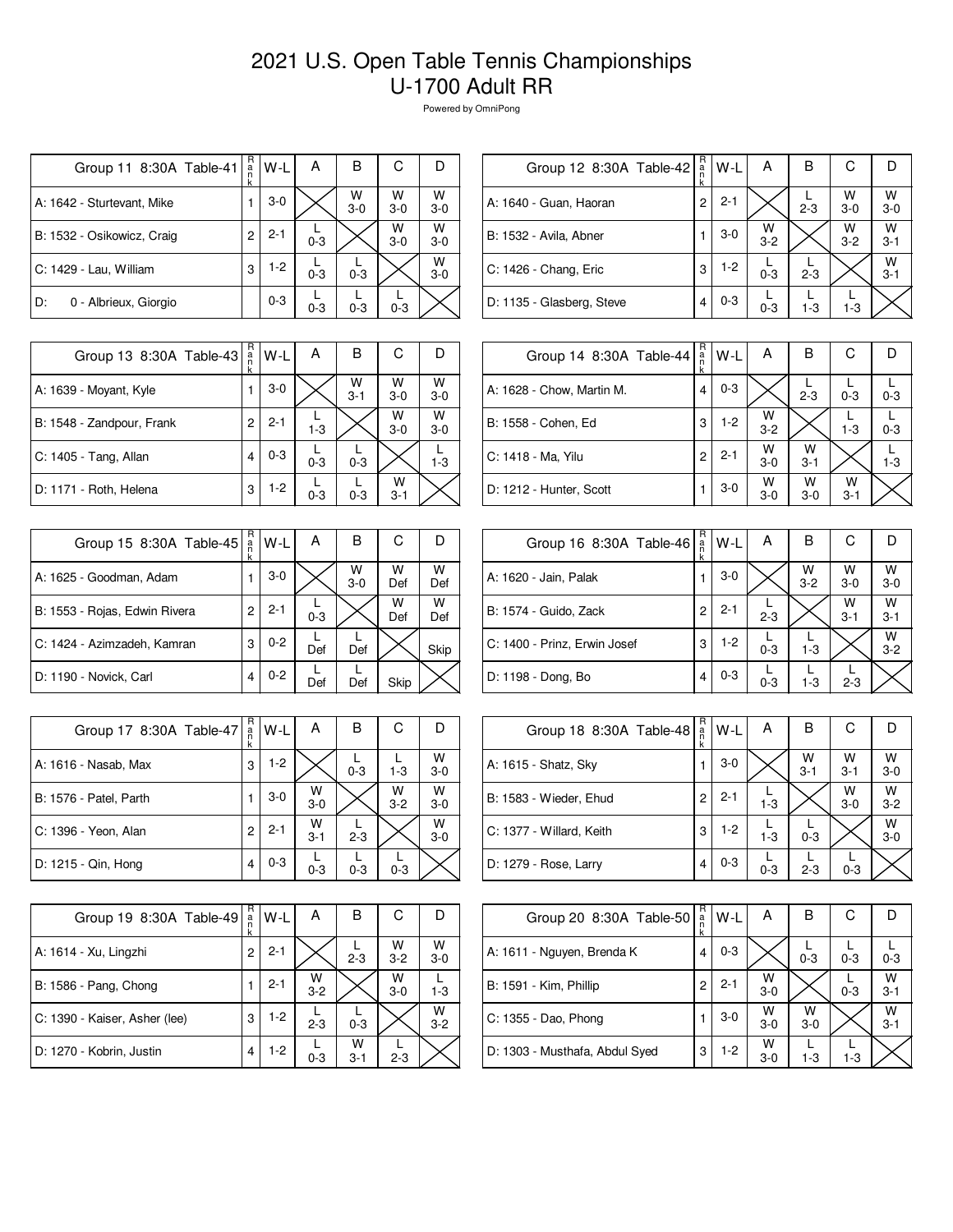# 2021 U.S. Open Table Tennis Championships
## U-1700 Adult RR

Powered by OmniPong

| Group 11 8:30A Table-41 | Rank | W-L | A | B | C | D |
|---|---|---|---|---|---|---|
| A: 1642 - Sturtevant, Mike | 1 | 3-0 | | W 3-0 | W 3-0 | W 3-0 |
| B: 1532 - Osikowicz, Craig | 2 | 2-1 | L 0-3 | | W 3-0 | W 3-0 |
| C: 1429 - Lau, William | 3 | 1-2 | L 0-3 | L 0-3 | | W 3-0 |
| D: 0 - Albrieux, Giorgio | | 0-3 | L 0-3 | L 0-3 | L 0-3 | |

| Group 12 8:30A Table-42 | Rank | W-L | A | B | C | D |
|---|---|---|---|---|---|---|
| A: 1640 - Guan, Haoran | 2 | 2-1 | | L 2-3 | W 3-0 | W 3-0 |
| B: 1532 - Avila, Abner | 1 | 3-0 | W 3-2 | | W 3-2 | W 3-1 |
| C: 1426 - Chang, Eric | 3 | 1-2 | L 0-3 | L 2-3 | | W 3-1 |
| D: 1135 - Glasberg, Steve | 4 | 0-3 | L 0-3 | L 1-3 | L 1-3 | |

| Group 13 8:30A Table-43 | Rank | W-L | A | B | C | D |
|---|---|---|---|---|---|---|
| A: 1639 - Moyant, Kyle | 1 | 3-0 | | W 3-1 | W 3-0 | W 3-0 |
| B: 1548 - Zandpour, Frank | 2 | 2-1 | L 1-3 | | W 3-0 | W 3-0 |
| C: 1405 - Tang, Allan | 4 | 0-3 | L 0-3 | L 0-3 | | L 1-3 |
| D: 1171 - Roth, Helena | 3 | 1-2 | L 0-3 | L 0-3 | W 3-1 | |

| Group 14 8:30A Table-44 | Rank | W-L | A | B | C | D |
|---|---|---|---|---|---|---|
| A: 1628 - Chow, Martin M. | 4 | 0-3 | | L 2-3 | L 0-3 | L 0-3 |
| B: 1558 - Cohen, Ed | 3 | 1-2 | W 3-2 | | L 1-3 | L 0-3 |
| C: 1418 - Ma, Yilu | 2 | 2-1 | W 3-0 | W 3-1 | | L 1-3 |
| D: 1212 - Hunter, Scott | 1 | 3-0 | W 3-0 | W 3-0 | W 3-1 | |

| Group 15 8:30A Table-45 | Rank | W-L | A | B | C | D |
|---|---|---|---|---|---|---|
| A: 1625 - Goodman, Adam | 1 | 3-0 | | W 3-0 | W Def | W Def |
| B: 1553 - Rojas, Edwin Rivera | 2 | 2-1 | L 0-3 | | W Def | W Def |
| C: 1424 - Azimzadeh, Kamran | 3 | 0-2 | L Def | L Def | | Skip |
| D: 1190 - Novick, Carl | 4 | 0-2 | L Def | L Def | Skip | |

| Group 16 8:30A Table-46 | Rank | W-L | A | B | C | D |
|---|---|---|---|---|---|---|
| A: 1620 - Jain, Palak | 1 | 3-0 | | W 3-2 | W 3-0 | W 3-0 |
| B: 1574 - Guido, Zack | 2 | 2-1 | L 2-3 | | W 3-1 | W 3-1 |
| C: 1400 - Prinz, Erwin Josef | 3 | 1-2 | L 0-3 | L 1-3 | | W 3-2 |
| D: 1198 - Dong, Bo | 4 | 0-3 | L 0-3 | L 1-3 | L 2-3 | |

| Group 17 8:30A Table-47 | Rank | W-L | A | B | C | D |
|---|---|---|---|---|---|---|
| A: 1616 - Nasab, Max | 3 | 1-2 | | L 0-3 | L 1-3 | W 3-0 |
| B: 1576 - Patel, Parth | 1 | 3-0 | W 3-0 | | W 3-2 | W 3-0 |
| C: 1396 - Yeon, Alan | 2 | 2-1 | W 3-1 | L 2-3 | | W 3-0 |
| D: 1215 - Qin, Hong | 4 | 0-3 | L 0-3 | L 0-3 | L 0-3 | |

| Group 18 8:30A Table-48 | Rank | W-L | A | B | C | D |
|---|---|---|---|---|---|---|
| A: 1615 - Shatz, Sky | 1 | 3-0 | | W 3-1 | W 3-1 | W 3-0 |
| B: 1583 - Wieder, Ehud | 2 | 2-1 | L 1-3 | | W 3-0 | W 3-2 |
| C: 1377 - Willard, Keith | 3 | 1-2 | L 1-3 | L 0-3 | | W 3-0 |
| D: 1279 - Rose, Larry | 4 | 0-3 | L 0-3 | L 2-3 | L 0-3 | |

| Group 19 8:30A Table-49 | Rank | W-L | A | B | C | D |
|---|---|---|---|---|---|---|
| A: 1614 - Xu, Lingzhi | 2 | 2-1 | | L 2-3 | W 3-2 | W 3-0 |
| B: 1586 - Pang, Chong | 1 | 2-1 | W 3-2 | | W 3-0 | L 1-3 |
| C: 1390 - Kaiser, Asher (lee) | 3 | 1-2 | L 2-3 | L 0-3 | | W 3-2 |
| D: 1270 - Kobrin, Justin | 4 | 1-2 | L 0-3 | W 3-1 | L 2-3 | |

| Group 20 8:30A Table-50 | Rank | W-L | A | B | C | D |
|---|---|---|---|---|---|---|
| A: 1611 - Nguyen, Brenda K | 4 | 0-3 | | L 0-3 | L 0-3 | L 0-3 |
| B: 1591 - Kim, Phillip | 2 | 2-1 | W 3-0 | | L 0-3 | W 3-1 |
| C: 1355 - Dao, Phong | 1 | 3-0 | W 3-0 | W 3-0 | | W 3-1 |
| D: 1303 - Musthafa, Abdul Syed | 3 | 1-2 | W 3-0 | L 1-3 | L 1-3 | |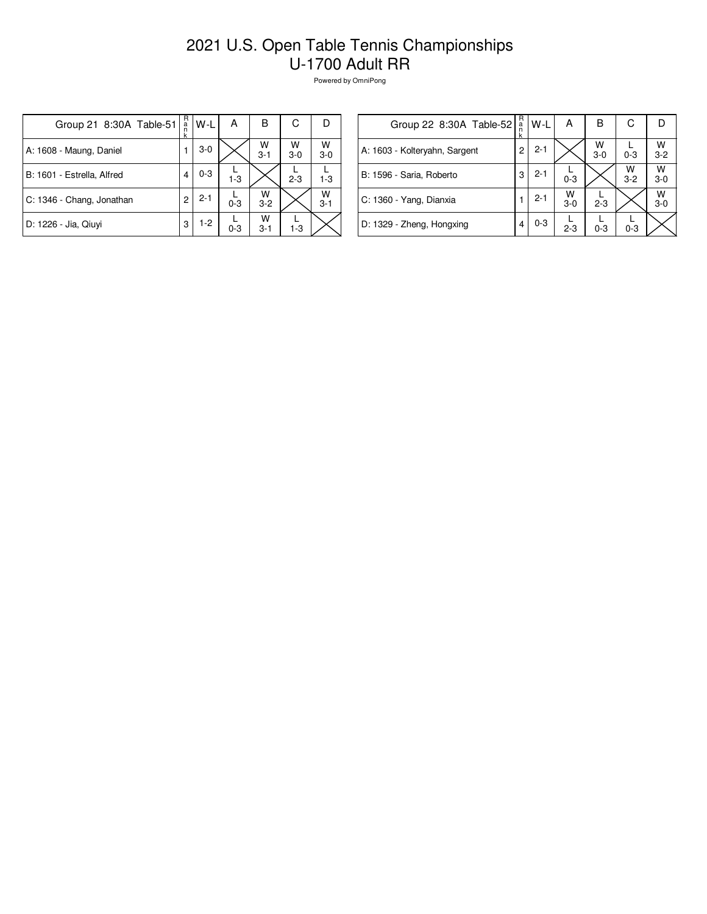# 2021 U.S. Open Table Tennis Championships
## U-1700 Adult RR

Powered by OmniPong

| Group 21 8:30A Table-51 | Rank | W-L | A | B | C | D |
|---|---|---|---|---|---|---|
| A: 1608 - Maung, Daniel | 1 | 3-0 | | W 3-1 | W 3-0 | W 3-0 |
| B: 1601 - Estrella, Alfred | 4 | 0-3 | L 1-3 | | L 2-3 | L 1-3 |
| C: 1346 - Chang, Jonathan | 2 | 2-1 | L 0-3 | W 3-2 | | W 3-1 |
| D: 1226 - Jia, Qiuyi | 3 | 1-2 | L 0-3 | W 3-1 | L 1-3 | |

| Group 22 8:30A Table-52 | Rank | W-L | A | B | C | D |
|---|---|---|---|---|---|---|
| A: 1603 - Kolteryahn, Sargent | 2 | 2-1 | | W 3-0 | L 0-3 | W 3-2 |
| B: 1596 - Saria, Roberto | 3 | 2-1 | L 0-3 | | W 3-2 | W 3-0 |
| C: 1360 - Yang, Dianxia | 1 | 2-1 | W 3-0 | L 2-3 | | W 3-0 |
| D: 1329 - Zheng, Hongxing | 4 | 0-3 | L 2-3 | L 0-3 | L 0-3 | |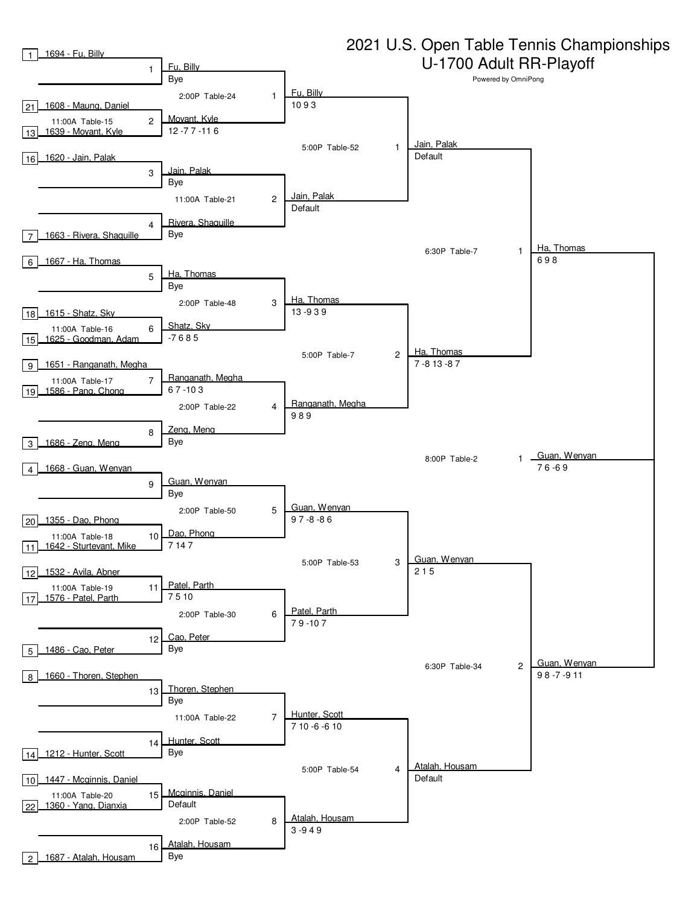# 2021 U.S. Open Table Tennis Championships

## U-1700 Adult RR-Playoff

Powered by OmniPong

### Round 1

- 1 1694 - Fu, Billy — Match 1: Fu, Billy — Bye
- 21 1608 - Maung, Daniel vs 13 1639 - Moyant, Kyle — Match 2 (11:00A Table-15): Moyant, Kyle 12 -7 7 -11 6
- 16 1620 - Jain, Palak — Match 3: Jain, Palak — Bye
- 7 1663 - Rivera, Shaquille — Match 4: Rivera, Shaquille — Bye
- 6 1667 - Ha, Thomas — Match 5: Ha, Thomas — Bye
- 18 1615 - Shatz, Sky vs 15 1625 - Goodman, Adam — Match 6 (11:00A Table-16): Shatz, Sky -7 6 8 5
- 9 1651 - Ranganath, Megha vs 19 1586 - Pang, Chong — Match 7 (11:00A Table-17): Ranganath, Megha 6 7 -10 3
- 3 1686 - Zeng, Meng — Match 8: Zeng, Meng — Bye
- 4 1668 - Guan, Wenyan — Match 9: Guan, Wenyan — Bye
- 20 1355 - Dao, Phong vs 11 1642 - Sturtevant, Mike — Match 10 (11:00A Table-18): Dao, Phong 7 14 7
- 12 1532 - Avila, Abner vs 17 1576 - Patel, Parth — Match 11 (11:00A Table-19): Patel, Parth 7 5 10
- 5 1486 - Cao, Peter — Match 12: Cao, Peter — Bye
- 8 1660 - Thoren, Stephen — Match 13: Thoren, Stephen — Bye
- 14 1212 - Hunter, Scott — Match 14: Hunter, Scott — Bye
- 10 1447 - Mcginnis, Daniel vs 22 1360 - Yang, Dianxia — Match 15 (11:00A Table-20): Mcginnis, Daniel — Default
- 2 1687 - Atalah, Housam — Match 16: Atalah, Housam — Bye

### Round 2

- Match 1 (2:00P Table-24): Fu, Billy 10 9 3
- Match 2 (11:00A Table-21): Jain, Palak — Default
- Match 3 (2:00P Table-48): Ha, Thomas 13 -9 3 9
- Match 4 (2:00P Table-22): Ranganath, Megha 9 8 9
- Match 5 (2:00P Table-50): Guan, Wenyan 9 7 -8 -8 6
- Match 6 (2:00P Table-30): Patel, Parth 7 9 -10 7
- Match 7 (11:00A Table-22): Hunter, Scott 7 10 -6 -6 10
- Match 8 (2:00P Table-52): Atalah, Housam 3 -9 4 9

### Quarterfinals

- Match 1 (5:00P Table-52): Jain, Palak — Default
- Match 2 (5:00P Table-7): Ha, Thomas 7 -8 13 -8 7
- Match 3 (5:00P Table-53): Guan, Wenyan 2 1 5
- Match 4 (5:00P Table-54): Atalah, Housam — Default

### Semifinals

- Match 1 (6:30P Table-7): Ha, Thomas 6 9 8
- Match 2 (6:30P Table-34): Guan, Wenyan 9 8 -7 -9 11

### Final

- Match 1 (8:00P Table-2): Guan, Wenyan 7 6 -6 9